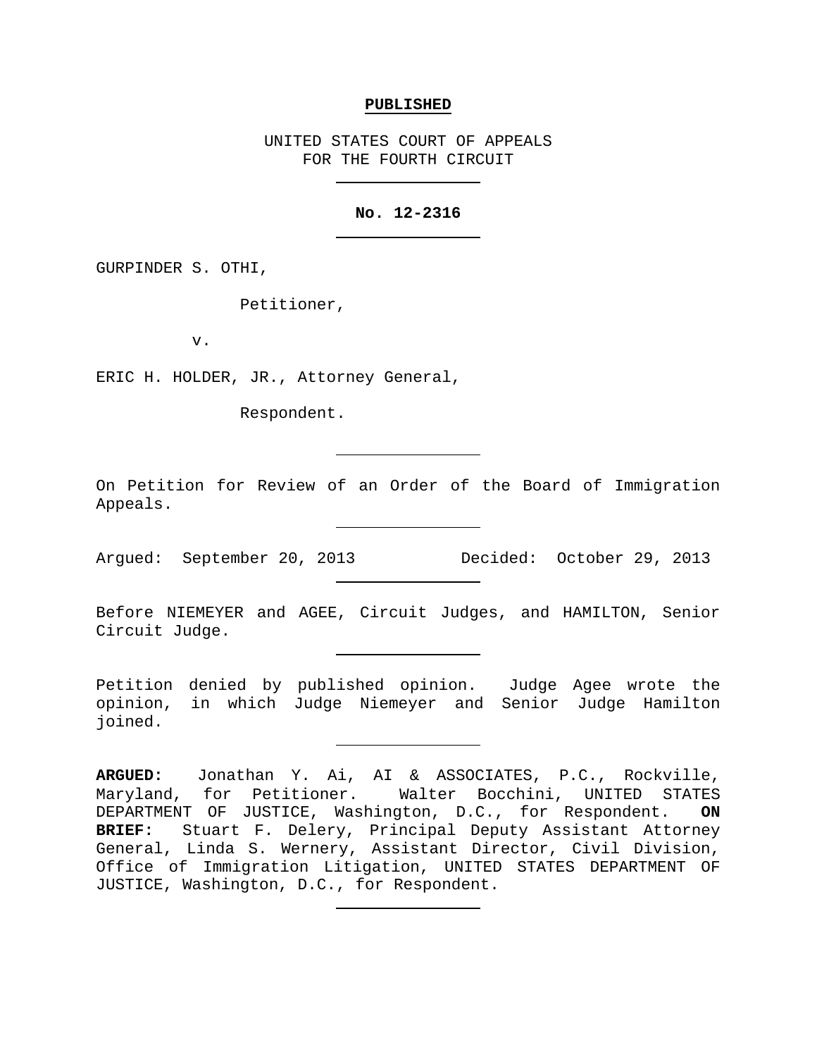**PUBLISHED**

UNITED STATES COURT OF APPEALS
FOR THE FOURTH CIRCUIT

---

**No. 12-2316**

---

GURPINDER S. OTHI,

Petitioner,

v.

ERIC H. HOLDER, JR., Attorney General,

Respondent.

---

On Petition for Review of an Order of the Board of Immigration Appeals.

---

Argued: September 20, 2013 Decided: October 29, 2013

---

Before NIEMEYER and AGEE, Circuit Judges, and HAMILTON, Senior Circuit Judge.

---

Petition denied by published opinion. Judge Agee wrote the opinion, in which Judge Niemeyer and Senior Judge Hamilton joined.

---

**ARGUED:** Jonathan Y. Ai, AI & ASSOCIATES, P.C., Rockville, Maryland, for Petitioner. Walter Bocchini, UNITED STATES DEPARTMENT OF JUSTICE, Washington, D.C., for Respondent. **ON BRIEF:** Stuart F. Delery, Principal Deputy Assistant Attorney General, Linda S. Wernery, Assistant Director, Civil Division, Office of Immigration Litigation, UNITED STATES DEPARTMENT OF JUSTICE, Washington, D.C., for Respondent.

---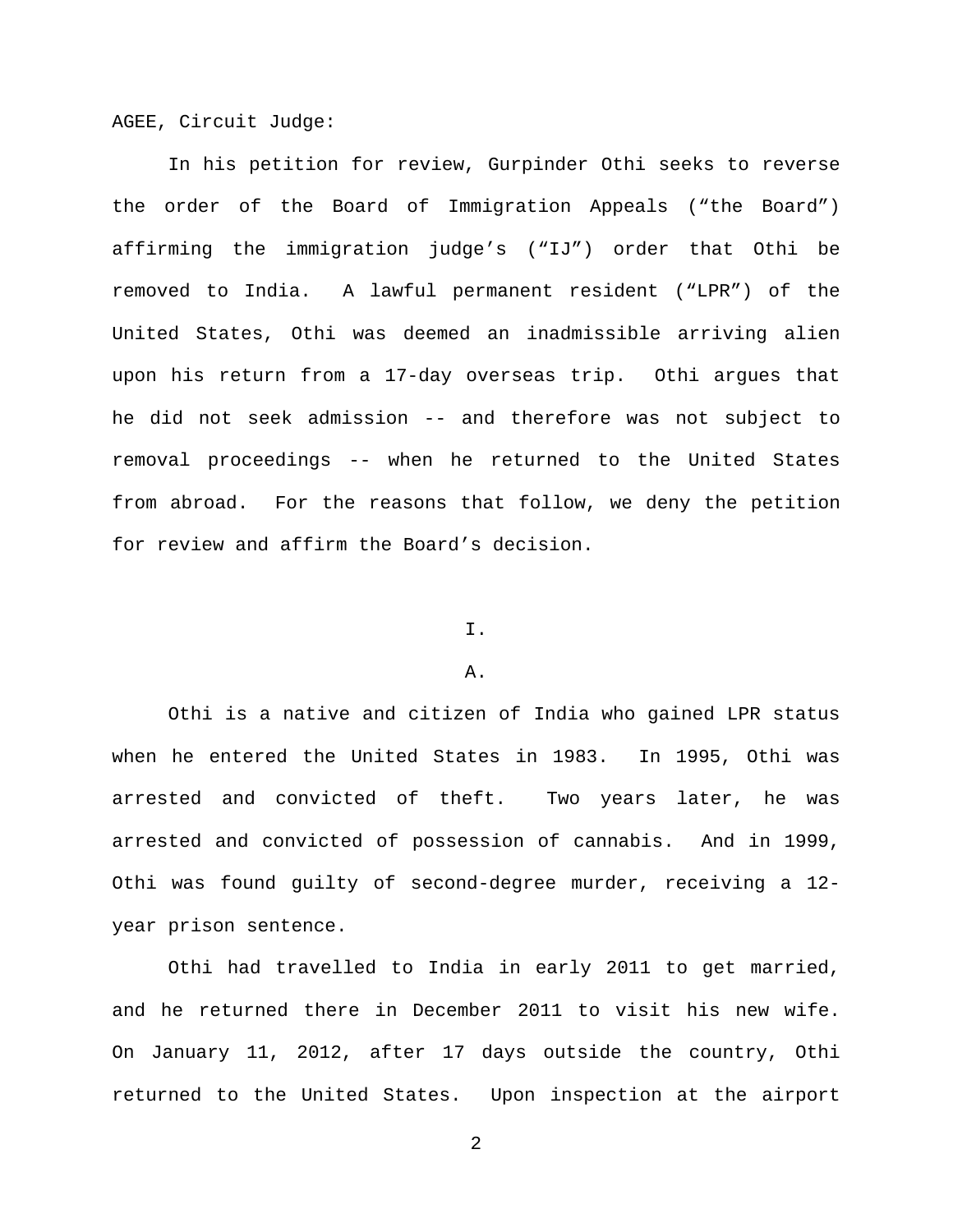AGEE, Circuit Judge:

In his petition for review, Gurpinder Othi seeks to reverse the order of the Board of Immigration Appeals ("the Board") affirming the immigration judge's ("IJ") order that Othi be removed to India. A lawful permanent resident ("LPR") of the United States, Othi was deemed an inadmissible arriving alien upon his return from a 17-day overseas trip. Othi argues that he did not seek admission -- and therefore was not subject to removal proceedings -- when he returned to the United States from abroad. For the reasons that follow, we deny the petition for review and affirm the Board's decision.

# I.

## A.

Othi is a native and citizen of India who gained LPR status when he entered the United States in 1983. In 1995, Othi was arrested and convicted of theft. Two years later, he was arrested and convicted of possession of cannabis. And in 1999, Othi was found guilty of second-degree murder, receiving a 12-year prison sentence.

Othi had travelled to India in early 2011 to get married, and he returned there in December 2011 to visit his new wife. On January 11, 2012, after 17 days outside the country, Othi returned to the United States. Upon inspection at the airport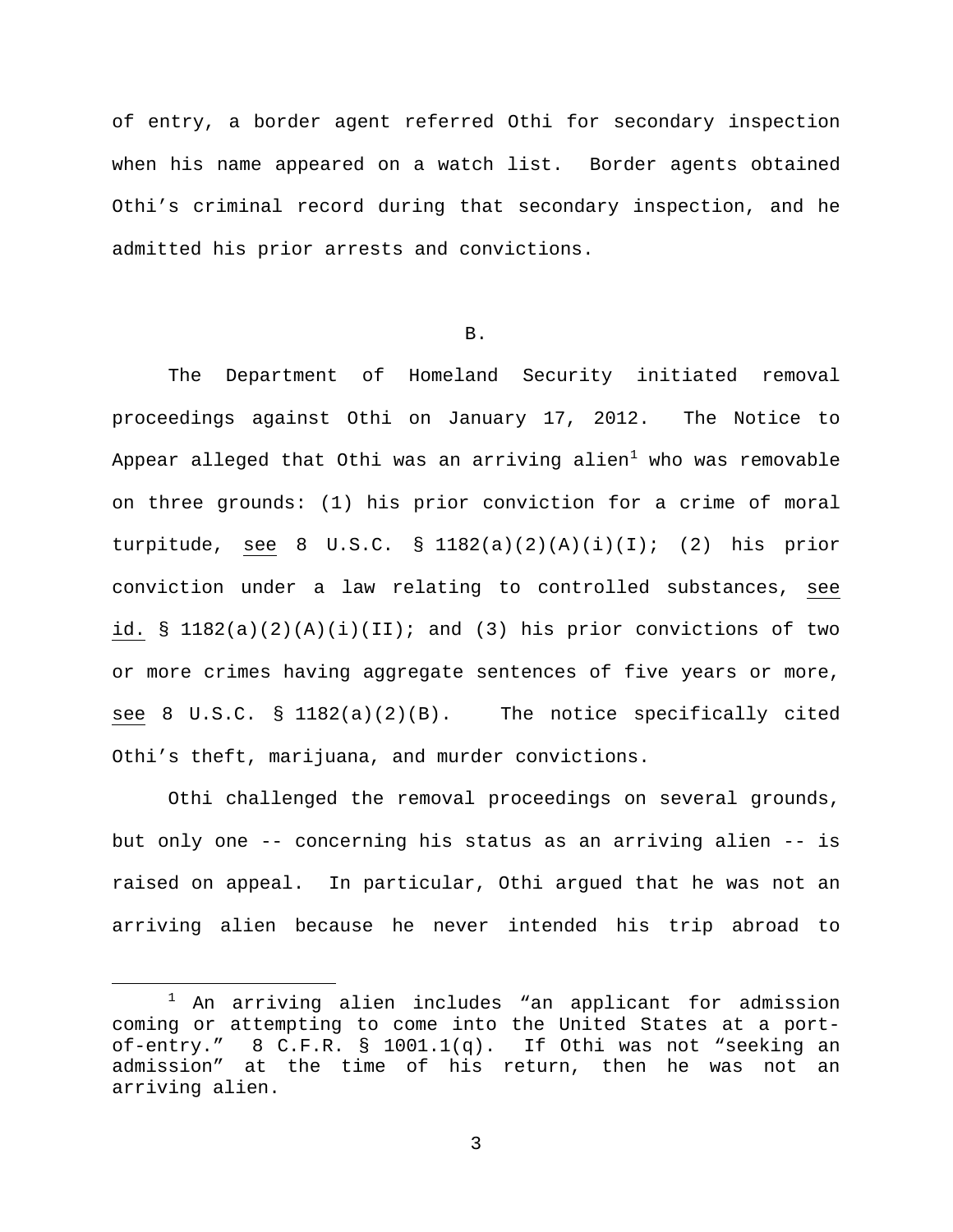of entry, a border agent referred Othi for secondary inspection when his name appeared on a watch list. Border agents obtained Othi's criminal record during that secondary inspection, and he admitted his prior arrests and convictions.

B.

The Department of Homeland Security initiated removal proceedings against Othi on January 17, 2012. The Notice to Appear alleged that Othi was an arriving alien[1] who was removable on three grounds: (1) his prior conviction for a crime of moral turpitude, see 8 U.S.C. § 1182(a)(2)(A)(i)(I); (2) his prior conviction under a law relating to controlled substances, see id. § 1182(a)(2)(A)(i)(II); and (3) his prior convictions of two or more crimes having aggregate sentences of five years or more, see 8 U.S.C. § 1182(a)(2)(B). The notice specifically cited Othi's theft, marijuana, and murder convictions.

Othi challenged the removal proceedings on several grounds, but only one -- concerning his status as an arriving alien -- is raised on appeal. In particular, Othi argued that he was not an arriving alien because he never intended his trip abroad to

---

[1] An arriving alien includes "an applicant for admission coming or attempting to come into the United States at a port-of-entry." 8 C.F.R. § 1001.1(q). If Othi was not "seeking an admission" at the time of his return, then he was not an arriving alien.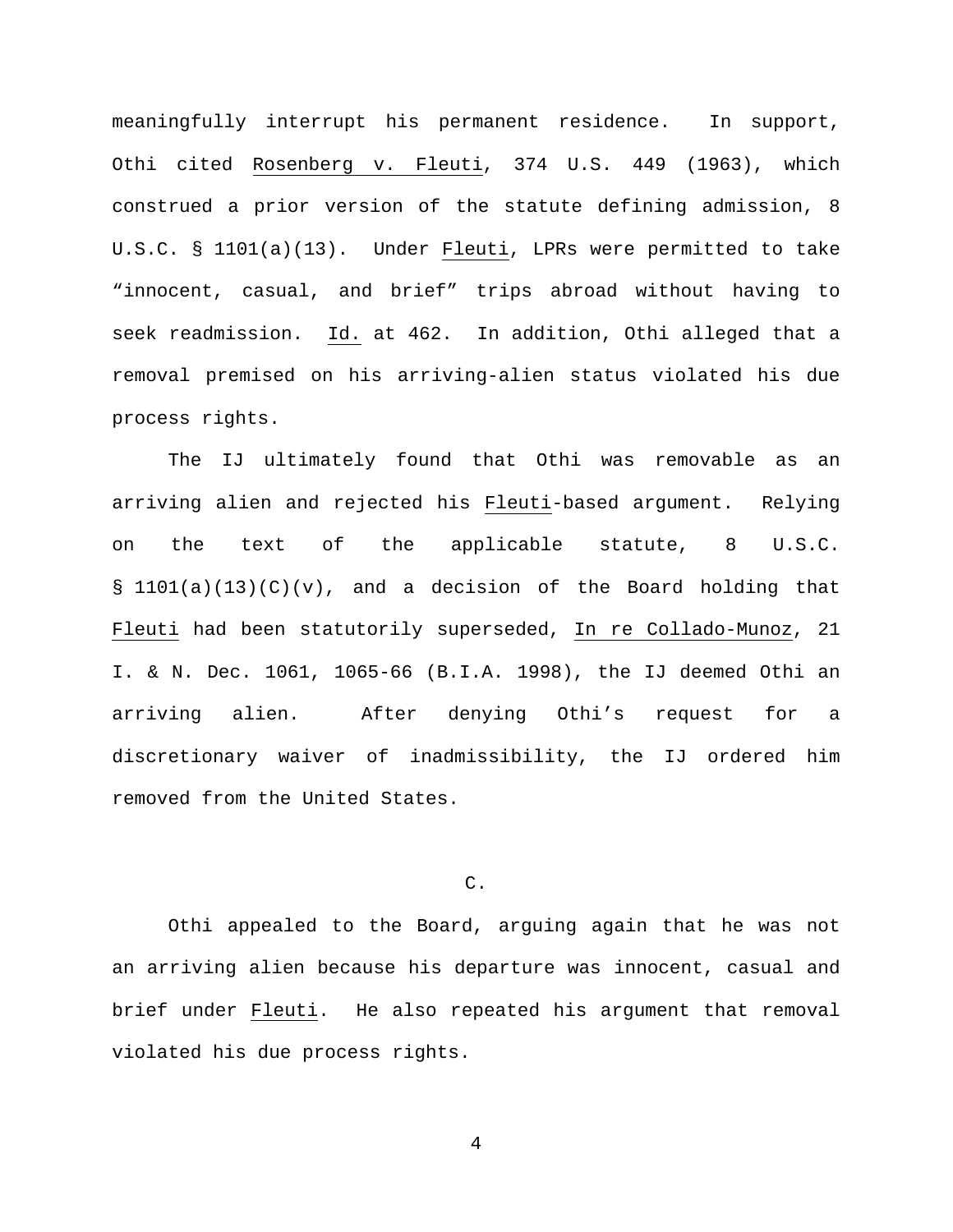meaningfully interrupt his permanent residence. In support, Othi cited Rosenberg v. Fleuti, 374 U.S. 449 (1963), which construed a prior version of the statute defining admission, 8 U.S.C. § 1101(a)(13). Under Fleuti, LPRs were permitted to take "innocent, casual, and brief" trips abroad without having to seek readmission. Id. at 462. In addition, Othi alleged that a removal premised on his arriving-alien status violated his due process rights.

The IJ ultimately found that Othi was removable as an arriving alien and rejected his Fleuti-based argument. Relying on the text of the applicable statute, 8 U.S.C. § 1101(a)(13)(C)(v), and a decision of the Board holding that Fleuti had been statutorily superseded, In re Collado-Munoz, 21 I. & N. Dec. 1061, 1065-66 (B.I.A. 1998), the IJ deemed Othi an arriving alien. After denying Othi's request for a discretionary waiver of inadmissibility, the IJ ordered him removed from the United States.

### C.

Othi appealed to the Board, arguing again that he was not an arriving alien because his departure was innocent, casual and brief under Fleuti. He also repeated his argument that removal violated his due process rights.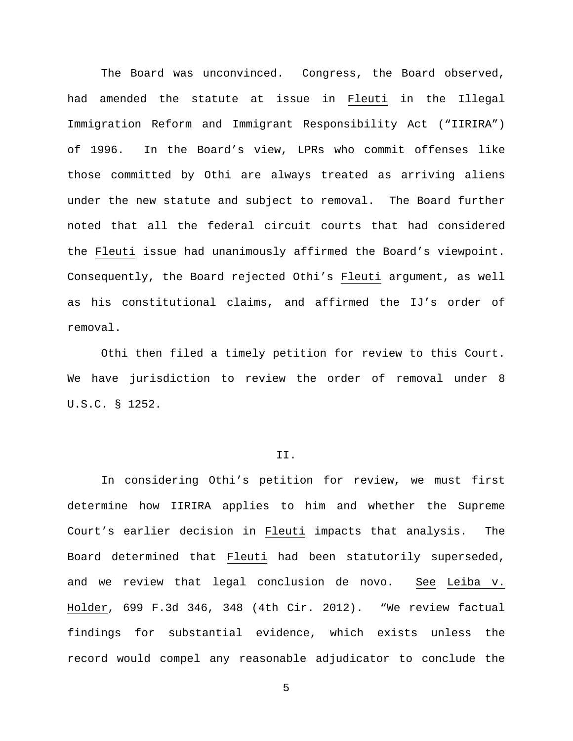The Board was unconvinced. Congress, the Board observed, had amended the statute at issue in Fleuti in the Illegal Immigration Reform and Immigrant Responsibility Act ("IIRIRA") of 1996. In the Board's view, LPRs who commit offenses like those committed by Othi are always treated as arriving aliens under the new statute and subject to removal. The Board further noted that all the federal circuit courts that had considered the Fleuti issue had unanimously affirmed the Board's viewpoint. Consequently, the Board rejected Othi's Fleuti argument, as well as his constitutional claims, and affirmed the IJ's order of removal.

Othi then filed a timely petition for review to this Court. We have jurisdiction to review the order of removal under 8 U.S.C. § 1252.

## II.

In considering Othi's petition for review, we must first determine how IIRIRA applies to him and whether the Supreme Court's earlier decision in Fleuti impacts that analysis. The Board determined that Fleuti had been statutorily superseded, and we review that legal conclusion de novo. See Leiba v. Holder, 699 F.3d 346, 348 (4th Cir. 2012). "We review factual findings for substantial evidence, which exists unless the record would compel any reasonable adjudicator to conclude the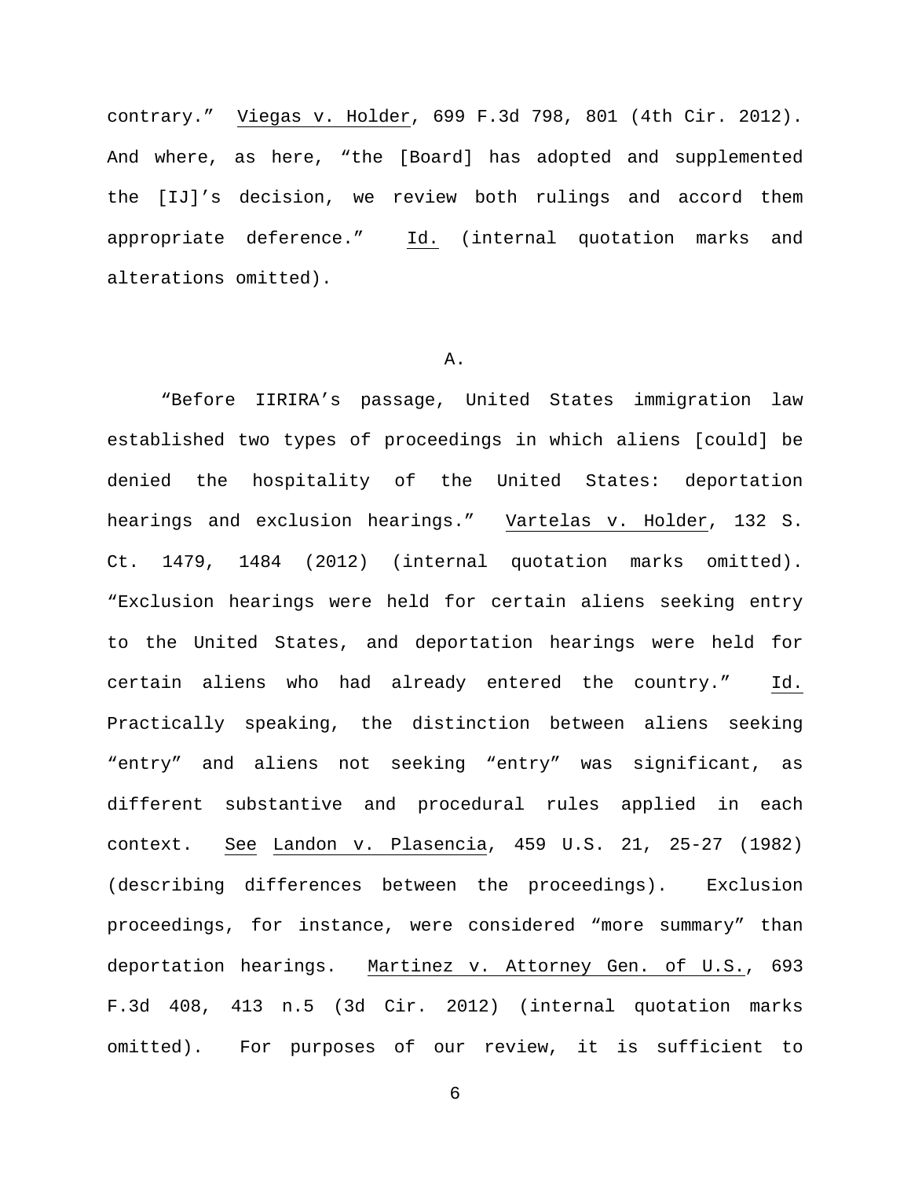contrary." Viegas v. Holder, 699 F.3d 798, 801 (4th Cir. 2012). And where, as here, "the [Board] has adopted and supplemented the [IJ]'s decision, we review both rulings and accord them appropriate deference." Id. (internal quotation marks and alterations omitted).

## A.

"Before IIRIRA's passage, United States immigration law established two types of proceedings in which aliens [could] be denied the hospitality of the United States: deportation hearings and exclusion hearings." Vartelas v. Holder, 132 S. Ct. 1479, 1484 (2012) (internal quotation marks omitted). "Exclusion hearings were held for certain aliens seeking entry to the United States, and deportation hearings were held for certain aliens who had already entered the country." Id. Practically speaking, the distinction between aliens seeking "entry" and aliens not seeking "entry" was significant, as different substantive and procedural rules applied in each context. See Landon v. Plasencia, 459 U.S. 21, 25-27 (1982) (describing differences between the proceedings). Exclusion proceedings, for instance, were considered "more summary" than deportation hearings. Martinez v. Attorney Gen. of U.S., 693 F.3d 408, 413 n.5 (3d Cir. 2012) (internal quotation marks omitted). For purposes of our review, it is sufficient to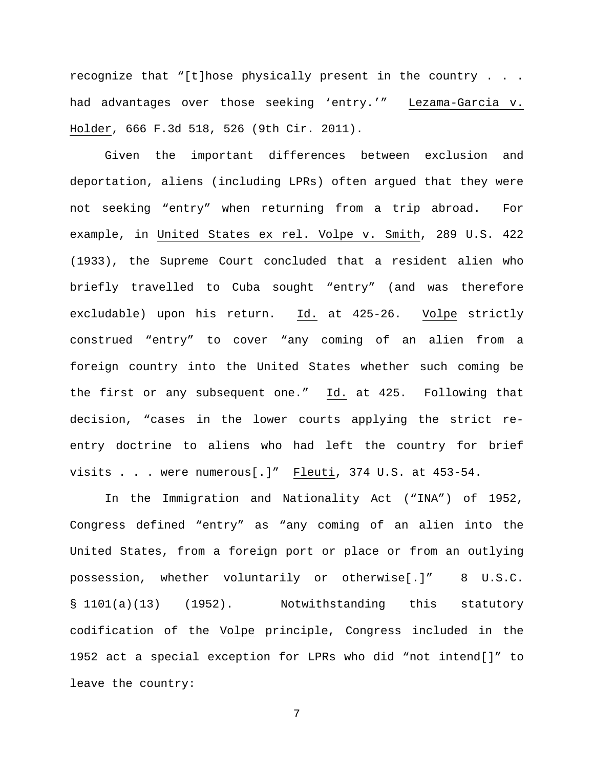recognize that "[t]hose physically present in the country . . . had advantages over those seeking 'entry.'" Lezama-Garcia v. Holder, 666 F.3d 518, 526 (9th Cir. 2011).

Given the important differences between exclusion and deportation, aliens (including LPRs) often argued that they were not seeking "entry" when returning from a trip abroad. For example, in United States ex rel. Volpe v. Smith, 289 U.S. 422 (1933), the Supreme Court concluded that a resident alien who briefly travelled to Cuba sought "entry" (and was therefore excludable) upon his return. Id. at 425-26. Volpe strictly construed "entry" to cover "any coming of an alien from a foreign country into the United States whether such coming be the first or any subsequent one." Id. at 425. Following that decision, "cases in the lower courts applying the strict re-entry doctrine to aliens who had left the country for brief visits . . . were numerous[.]" Fleuti, 374 U.S. at 453-54.

In the Immigration and Nationality Act ("INA") of 1952, Congress defined "entry" as "any coming of an alien into the United States, from a foreign port or place or from an outlying possession, whether voluntarily or otherwise[.]" 8 U.S.C. § 1101(a)(13) (1952). Notwithstanding this statutory codification of the Volpe principle, Congress included in the 1952 act a special exception for LPRs who did "not intend[]" to leave the country: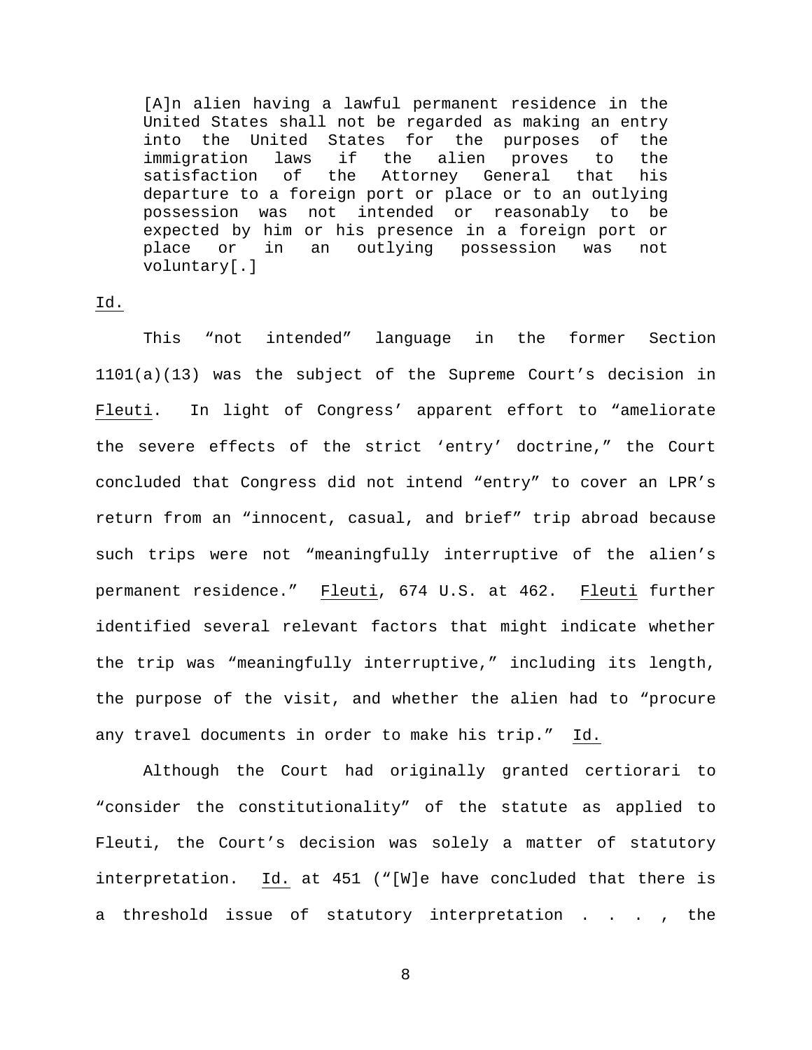> [A]n alien having a lawful permanent residence in the United States shall not be regarded as making an entry into the United States for the purposes of the immigration laws if the alien proves to the satisfaction of the Attorney General that his departure to a foreign port or place or to an outlying possession was not intended or reasonably to be expected by him or his presence in a foreign port or place or in an outlying possession was not voluntary[.]

Id.

This "not intended" language in the former Section 1101(a)(13) was the subject of the Supreme Court's decision in Fleuti. In light of Congress' apparent effort to "ameliorate the severe effects of the strict 'entry' doctrine," the Court concluded that Congress did not intend "entry" to cover an LPR's return from an "innocent, casual, and brief" trip abroad because such trips were not "meaningfully interruptive of the alien's permanent residence." Fleuti, 674 U.S. at 462. Fleuti further identified several relevant factors that might indicate whether the trip was "meaningfully interruptive," including its length, the purpose of the visit, and whether the alien had to "procure any travel documents in order to make his trip." Id.

Although the Court had originally granted certiorari to "consider the constitutionality" of the statute as applied to Fleuti, the Court's decision was solely a matter of statutory interpretation. Id. at 451 ("[W]e have concluded that there is a threshold issue of statutory interpretation . . . , the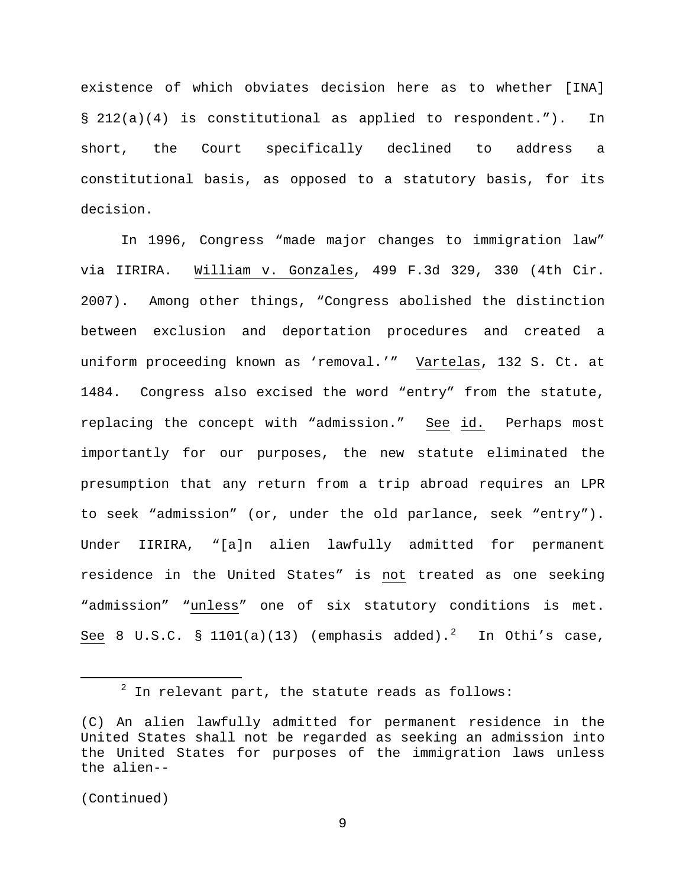existence of which obviates decision here as to whether [INA] § 212(a)(4) is constitutional as applied to respondent."). In short, the Court specifically declined to address a constitutional basis, as opposed to a statutory basis, for its decision.

In 1996, Congress "made major changes to immigration law" via IIRIRA. William v. Gonzales, 499 F.3d 329, 330 (4th Cir. 2007). Among other things, "Congress abolished the distinction between exclusion and deportation procedures and created a uniform proceeding known as 'removal.'" Vartelas, 132 S. Ct. at 1484. Congress also excised the word "entry" from the statute, replacing the concept with "admission." See id. Perhaps most importantly for our purposes, the new statute eliminated the presumption that any return from a trip abroad requires an LPR to seek "admission" (or, under the old parlance, seek "entry"). Under IIRIRA, "[a]n alien lawfully admitted for permanent residence in the United States" is not treated as one seeking "admission" "unless" one of six statutory conditions is met. See 8 U.S.C. § 1101(a)(13) (emphasis added).[2] In Othi's case,

---

[2] In relevant part, the statute reads as follows:

(C) An alien lawfully admitted for permanent residence in the United States shall not be regarded as seeking an admission into the United States for purposes of the immigration laws unless the alien--

(Continued)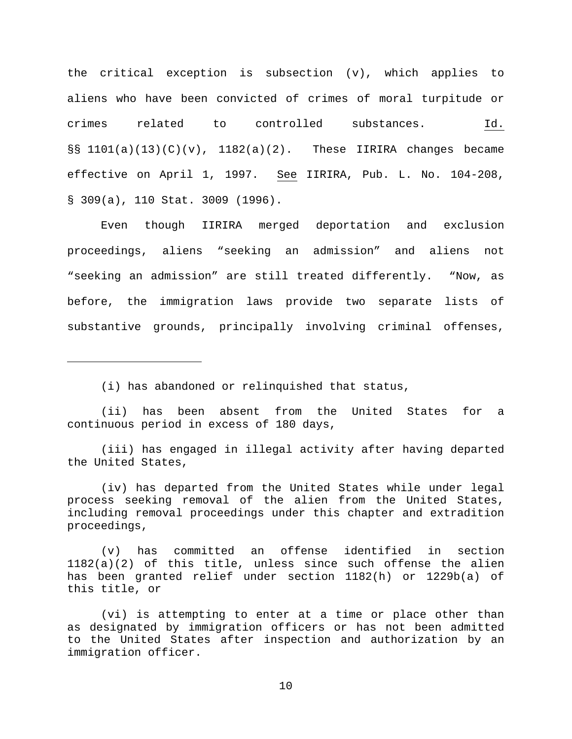the critical exception is subsection (v), which applies to aliens who have been convicted of crimes of moral turpitude or crimes related to controlled substances. Id. §§ 1101(a)(13)(C)(v), 1182(a)(2). These IIRIRA changes became effective on April 1, 1997. See IIRIRA, Pub. L. No. 104-208, § 309(a), 110 Stat. 3009 (1996).

Even though IIRIRA merged deportation and exclusion proceedings, aliens "seeking an admission" and aliens not "seeking an admission" are still treated differently. "Now, as before, the immigration laws provide two separate lists of substantive grounds, principally involving criminal offenses,

---

(i) has abandoned or relinquished that status,

(ii) has been absent from the United States for a continuous period in excess of 180 days,

(iii) has engaged in illegal activity after having departed the United States,

(iv) has departed from the United States while under legal process seeking removal of the alien from the United States, including removal proceedings under this chapter and extradition proceedings,

(v) has committed an offense identified in section 1182(a)(2) of this title, unless since such offense the alien has been granted relief under section 1182(h) or 1229b(a) of this title, or

(vi) is attempting to enter at a time or place other than as designated by immigration officers or has not been admitted to the United States after inspection and authorization by an immigration officer.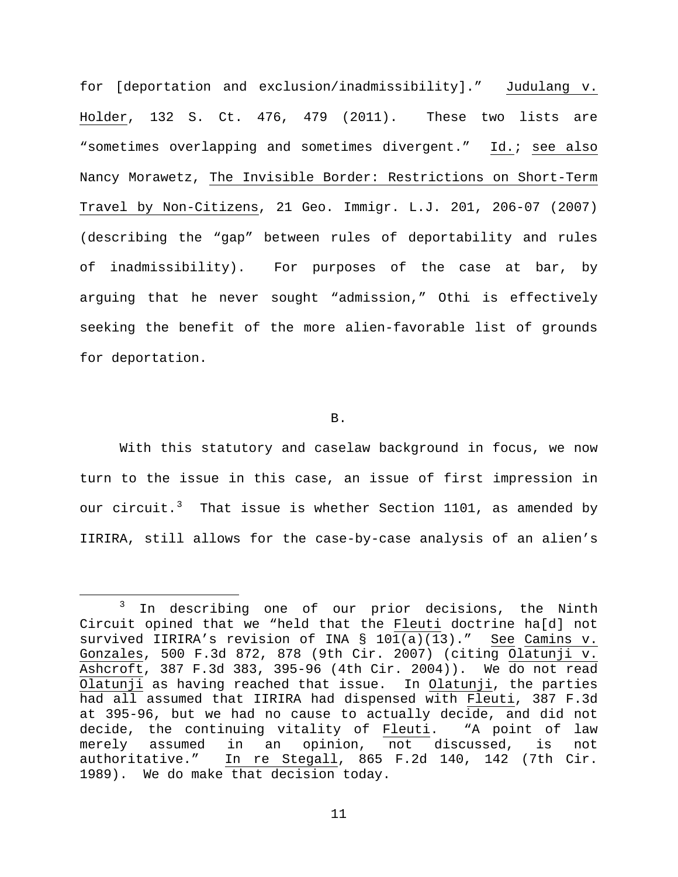for [deportation and exclusion/inadmissibility]." Judulang v. Holder, 132 S. Ct. 476, 479 (2011). These two lists are "sometimes overlapping and sometimes divergent." Id.; see also Nancy Morawetz, The Invisible Border: Restrictions on Short-Term Travel by Non-Citizens, 21 Geo. Immigr. L.J. 201, 206-07 (2007) (describing the "gap" between rules of deportability and rules of inadmissibility). For purposes of the case at bar, by arguing that he never sought "admission," Othi is effectively seeking the benefit of the more alien-favorable list of grounds for deportation.

B.

With this statutory and caselaw background in focus, we now turn to the issue in this case, an issue of first impression in our circuit.[3] That issue is whether Section 1101, as amended by IIRIRA, still allows for the case-by-case analysis of an alien's

[3] In describing one of our prior decisions, the Ninth Circuit opined that we "held that the Fleuti doctrine ha[d] not survived IIRIRA's revision of INA § 101(a)(13)." See Camins v. Gonzales, 500 F.3d 872, 878 (9th Cir. 2007) (citing Olatunji v. Ashcroft, 387 F.3d 383, 395-96 (4th Cir. 2004)). We do not read Olatunji as having reached that issue. In Olatunji, the parties had all assumed that IIRIRA had dispensed with Fleuti, 387 F.3d at 395-96, but we had no cause to actually decide, and did not decide, the continuing vitality of Fleuti. "A point of law merely assumed in an opinion, not discussed, is not authoritative." In re Stegall, 865 F.2d 140, 142 (7th Cir. 1989). We do make that decision today.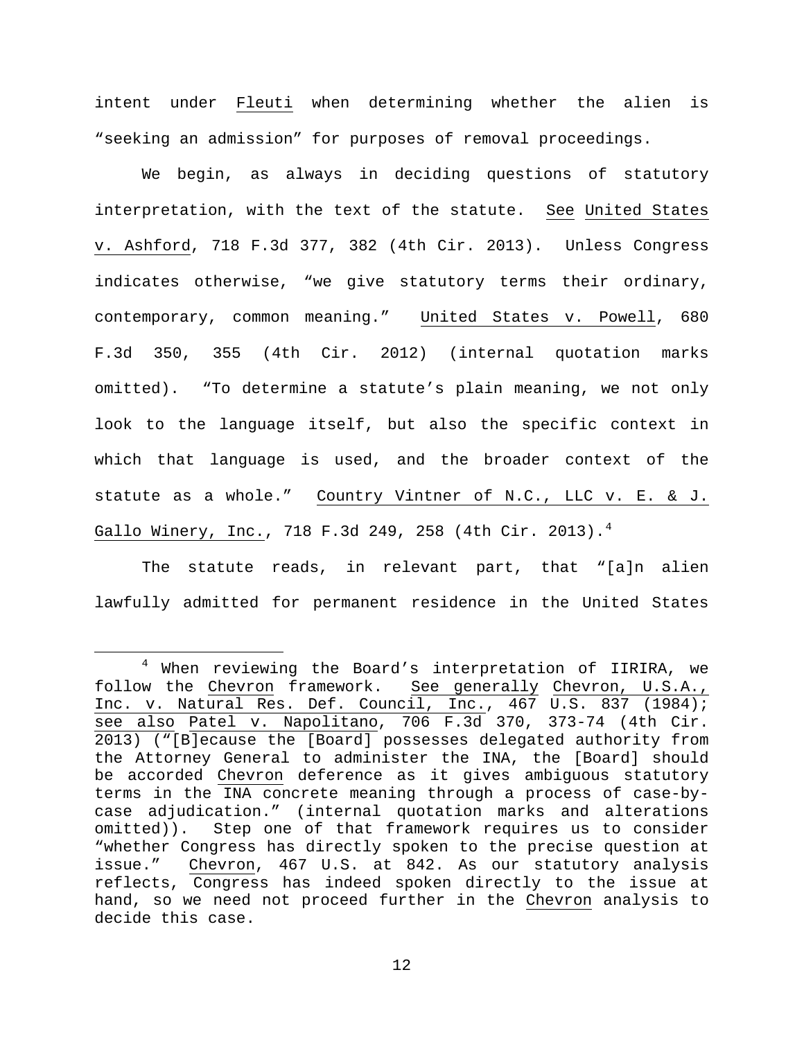intent under Fleuti when determining whether the alien is "seeking an admission" for purposes of removal proceedings.

We begin, as always in deciding questions of statutory interpretation, with the text of the statute. See United States v. Ashford, 718 F.3d 377, 382 (4th Cir. 2013). Unless Congress indicates otherwise, "we give statutory terms their ordinary, contemporary, common meaning." United States v. Powell, 680 F.3d 350, 355 (4th Cir. 2012) (internal quotation marks omitted). "To determine a statute's plain meaning, we not only look to the language itself, but also the specific context in which that language is used, and the broader context of the statute as a whole." Country Vintner of N.C., LLC v. E. & J. Gallo Winery, Inc., 718 F.3d 249, 258 (4th Cir. 2013).[4]

The statute reads, in relevant part, that "[a]n alien lawfully admitted for permanent residence in the United States

---

[4] When reviewing the Board's interpretation of IIRIRA, we follow the Chevron framework. See generally Chevron, U.S.A., Inc. v. Natural Res. Def. Council, Inc., 467 U.S. 837 (1984); see also Patel v. Napolitano, 706 F.3d 370, 373-74 (4th Cir. 2013) ("[B]ecause the [Board] possesses delegated authority from the Attorney General to administer the INA, the [Board] should be accorded Chevron deference as it gives ambiguous statutory terms in the INA concrete meaning through a process of case-by-case adjudication." (internal quotation marks and alterations omitted)). Step one of that framework requires us to consider "whether Congress has directly spoken to the precise question at issue." Chevron, 467 U.S. at 842. As our statutory analysis reflects, Congress has indeed spoken directly to the issue at hand, so we need not proceed further in the Chevron analysis to decide this case.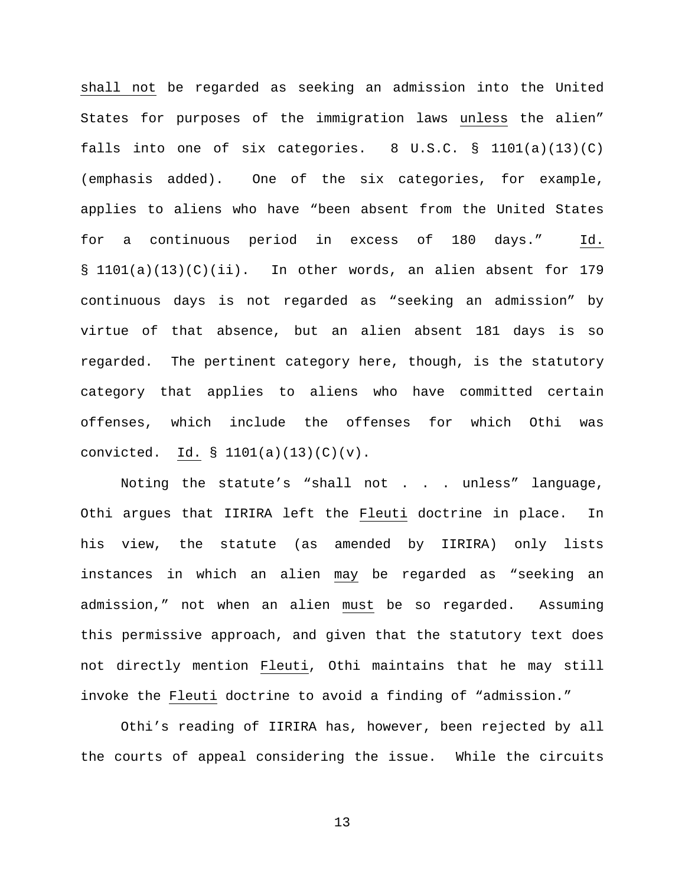shall not be regarded as seeking an admission into the United States for purposes of the immigration laws unless the alien" falls into one of six categories. 8 U.S.C. § 1101(a)(13)(C) (emphasis added). One of the six categories, for example, applies to aliens who have "been absent from the United States for a continuous period in excess of 180 days." Id. § 1101(a)(13)(C)(ii). In other words, an alien absent for 179 continuous days is not regarded as "seeking an admission" by virtue of that absence, but an alien absent 181 days is so regarded. The pertinent category here, though, is the statutory category that applies to aliens who have committed certain offenses, which include the offenses for which Othi was convicted. Id. § 1101(a)(13)(C)(v).

Noting the statute's "shall not . . . unless" language, Othi argues that IIRIRA left the Fleuti doctrine in place. In his view, the statute (as amended by IIRIRA) only lists instances in which an alien may be regarded as "seeking an admission," not when an alien must be so regarded. Assuming this permissive approach, and given that the statutory text does not directly mention Fleuti, Othi maintains that he may still invoke the Fleuti doctrine to avoid a finding of "admission."

Othi's reading of IIRIRA has, however, been rejected by all the courts of appeal considering the issue. While the circuits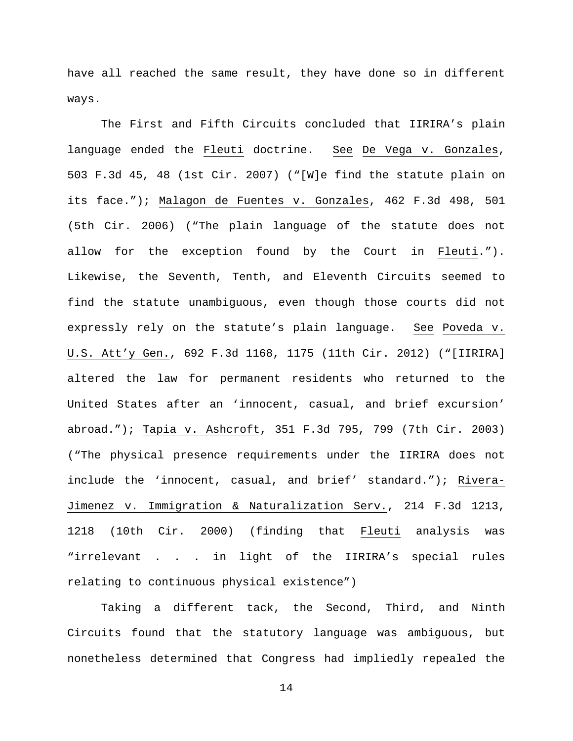have all reached the same result, they have done so in different ways.

The First and Fifth Circuits concluded that IIRIRA's plain language ended the Fleuti doctrine. See De Vega v. Gonzales, 503 F.3d 45, 48 (1st Cir. 2007) ("[W]e find the statute plain on its face."); Malagon de Fuentes v. Gonzales, 462 F.3d 498, 501 (5th Cir. 2006) ("The plain language of the statute does not allow for the exception found by the Court in Fleuti."). Likewise, the Seventh, Tenth, and Eleventh Circuits seemed to find the statute unambiguous, even though those courts did not expressly rely on the statute's plain language. See Poveda v. U.S. Att'y Gen., 692 F.3d 1168, 1175 (11th Cir. 2012) ("[IIRIRA] altered the law for permanent residents who returned to the United States after an 'innocent, casual, and brief excursion' abroad."); Tapia v. Ashcroft, 351 F.3d 795, 799 (7th Cir. 2003) ("The physical presence requirements under the IIRIRA does not include the 'innocent, casual, and brief' standard."); Rivera-Jimenez v. Immigration & Naturalization Serv., 214 F.3d 1213, 1218 (10th Cir. 2000) (finding that Fleuti analysis was "irrelevant . . . in light of the IIRIRA's special rules relating to continuous physical existence")

Taking a different tack, the Second, Third, and Ninth Circuits found that the statutory language was ambiguous, but nonetheless determined that Congress had impliedly repealed the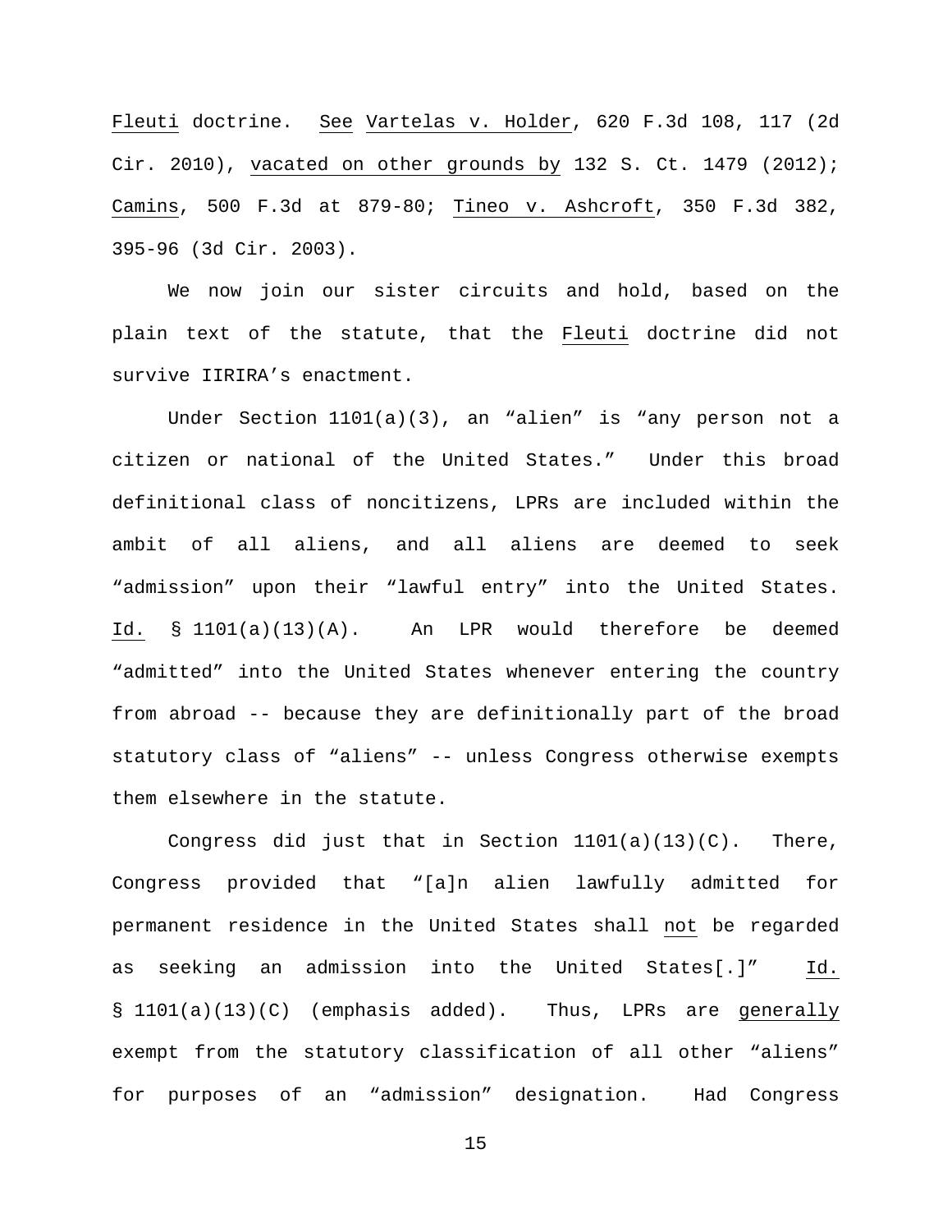Fleuti doctrine. See Vartelas v. Holder, 620 F.3d 108, 117 (2d Cir. 2010), vacated on other grounds by 132 S. Ct. 1479 (2012); Camins, 500 F.3d at 879-80; Tineo v. Ashcroft, 350 F.3d 382, 395-96 (3d Cir. 2003).

We now join our sister circuits and hold, based on the plain text of the statute, that the Fleuti doctrine did not survive IIRIRA's enactment.

Under Section 1101(a)(3), an "alien" is "any person not a citizen or national of the United States." Under this broad definitional class of noncitizens, LPRs are included within the ambit of all aliens, and all aliens are deemed to seek "admission" upon their "lawful entry" into the United States. Id. § 1101(a)(13)(A). An LPR would therefore be deemed "admitted" into the United States whenever entering the country from abroad -- because they are definitionally part of the broad statutory class of "aliens" -- unless Congress otherwise exempts them elsewhere in the statute.

Congress did just that in Section 1101(a)(13)(C). There, Congress provided that "[a]n alien lawfully admitted for permanent residence in the United States shall not be regarded as seeking an admission into the United States[.]" Id. § 1101(a)(13)(C) (emphasis added). Thus, LPRs are generally exempt from the statutory classification of all other "aliens" for purposes of an "admission" designation. Had Congress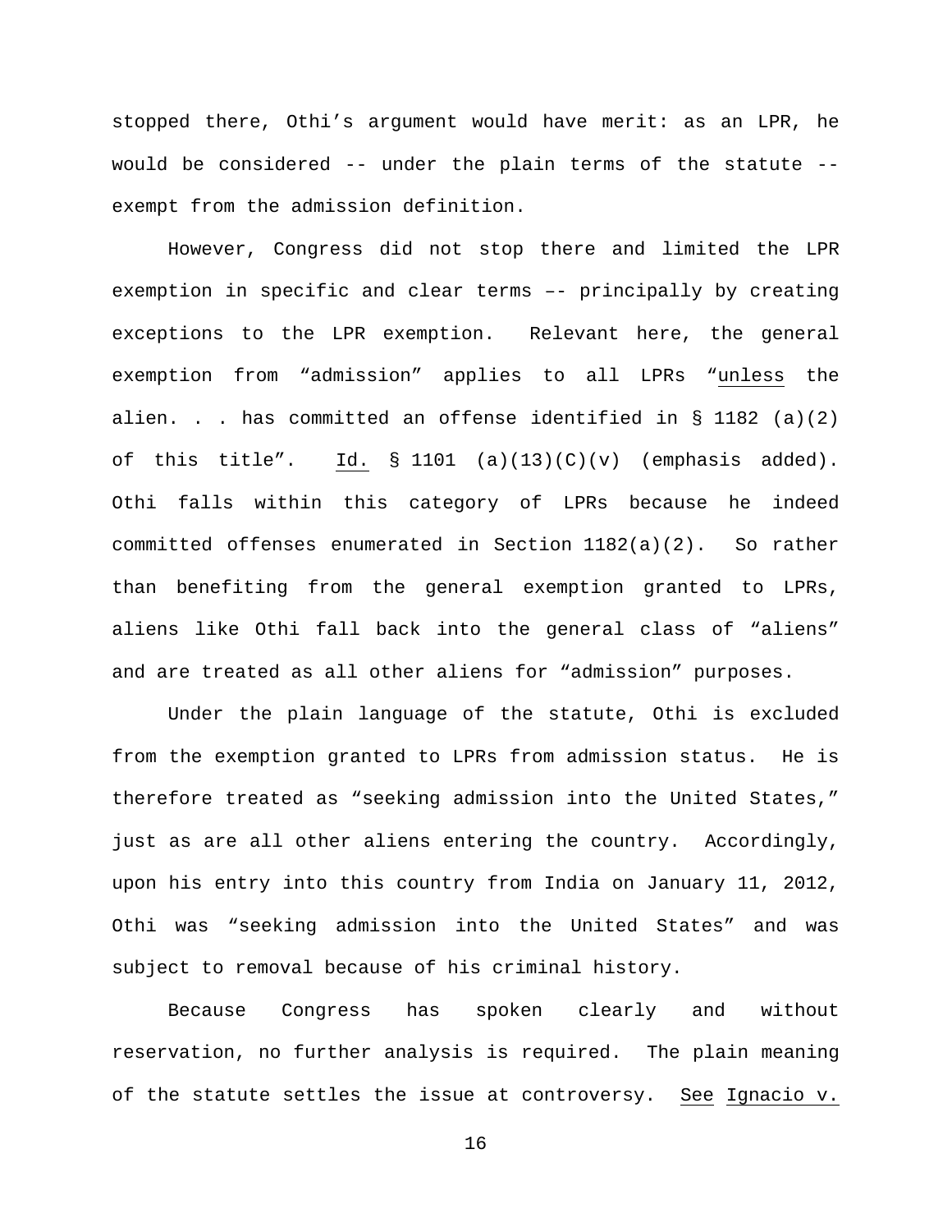stopped there, Othi's argument would have merit: as an LPR, he would be considered -- under the plain terms of the statute -- exempt from the admission definition.

However, Congress did not stop there and limited the LPR exemption in specific and clear terms –- principally by creating exceptions to the LPR exemption. Relevant here, the general exemption from "admission" applies to all LPRs "unless the alien. . . has committed an offense identified in § 1182 (a)(2) of this title". Id. § 1101 (a)(13)(C)(v) (emphasis added). Othi falls within this category of LPRs because he indeed committed offenses enumerated in Section 1182(a)(2). So rather than benefiting from the general exemption granted to LPRs, aliens like Othi fall back into the general class of "aliens" and are treated as all other aliens for "admission" purposes.

Under the plain language of the statute, Othi is excluded from the exemption granted to LPRs from admission status. He is therefore treated as "seeking admission into the United States," just as are all other aliens entering the country. Accordingly, upon his entry into this country from India on January 11, 2012, Othi was "seeking admission into the United States" and was subject to removal because of his criminal history.

Because Congress has spoken clearly and without reservation, no further analysis is required. The plain meaning of the statute settles the issue at controversy. See Ignacio v.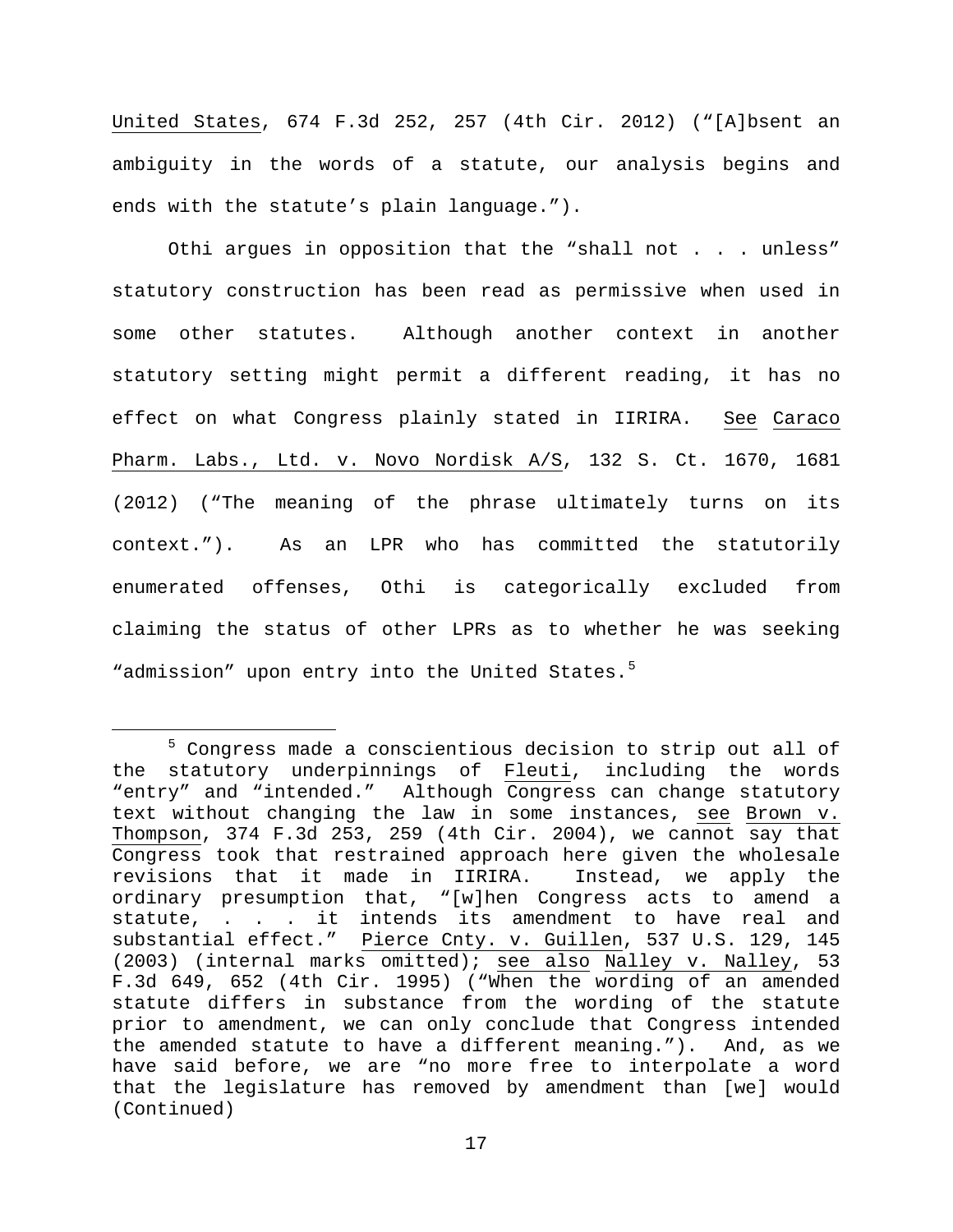United States, 674 F.3d 252, 257 (4th Cir. 2012) ("[A]bsent an ambiguity in the words of a statute, our analysis begins and ends with the statute's plain language.").

Othi argues in opposition that the "shall not . . . unless" statutory construction has been read as permissive when used in some other statutes. Although another context in another statutory setting might permit a different reading, it has no effect on what Congress plainly stated in IIRIRA. See Caraco Pharm. Labs., Ltd. v. Novo Nordisk A/S, 132 S. Ct. 1670, 1681 (2012) ("The meaning of the phrase ultimately turns on its context."). As an LPR who has committed the statutorily enumerated offenses, Othi is categorically excluded from claiming the status of other LPRs as to whether he was seeking "admission" upon entry into the United States.[5]

---

[5] Congress made a conscientious decision to strip out all of the statutory underpinnings of Fleuti, including the words "entry" and "intended." Although Congress can change statutory text without changing the law in some instances, see Brown v. Thompson, 374 F.3d 253, 259 (4th Cir. 2004), we cannot say that Congress took that restrained approach here given the wholesale revisions that it made in IIRIRA. Instead, we apply the ordinary presumption that, "[w]hen Congress acts to amend a statute, . . . it intends its amendment to have real and substantial effect." Pierce Cnty. v. Guillen, 537 U.S. 129, 145 (2003) (internal marks omitted); see also Nalley v. Nalley, 53 F.3d 649, 652 (4th Cir. 1995) ("When the wording of an amended statute differs in substance from the wording of the statute prior to amendment, we can only conclude that Congress intended the amended statute to have a different meaning."). And, as we have said before, we are "no more free to interpolate a word that the legislature has removed by amendment than [we] would (Continued)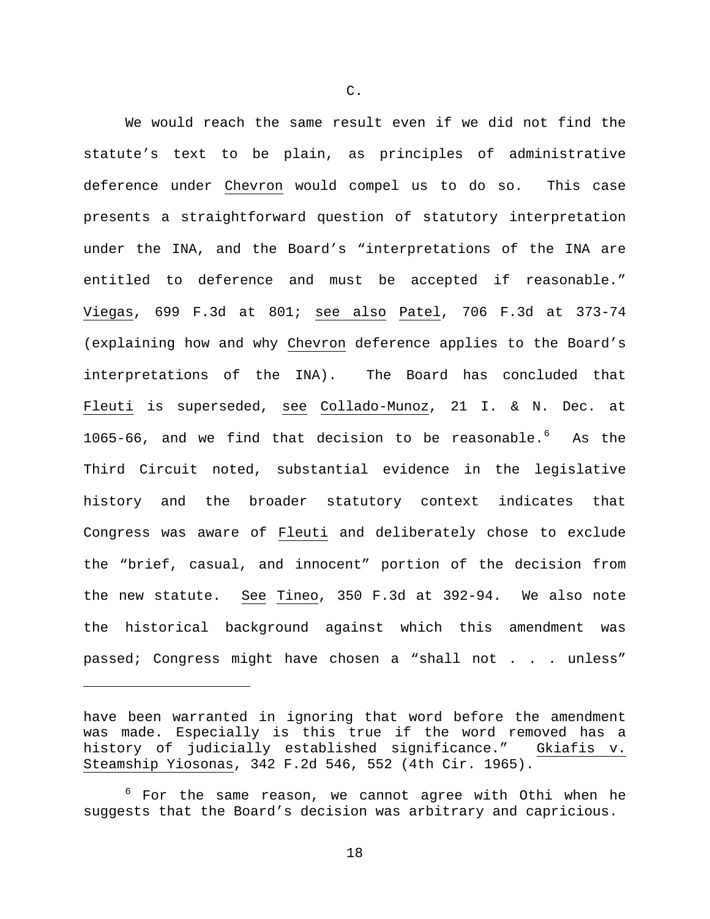C.

We would reach the same result even if we did not find the statute's text to be plain, as principles of administrative deference under Chevron would compel us to do so. This case presents a straightforward question of statutory interpretation under the INA, and the Board's "interpretations of the INA are entitled to deference and must be accepted if reasonable." Viegas, 699 F.3d at 801; see also Patel, 706 F.3d at 373-74 (explaining how and why Chevron deference applies to the Board's interpretations of the INA). The Board has concluded that Fleuti is superseded, see Collado-Munoz, 21 I. & N. Dec. at 1065-66, and we find that decision to be reasonable.[6] As the Third Circuit noted, substantial evidence in the legislative history and the broader statutory context indicates that Congress was aware of Fleuti and deliberately chose to exclude the "brief, casual, and innocent" portion of the decision from the new statute. See Tineo, 350 F.3d at 392-94. We also note the historical background against which this amendment was passed; Congress might have chosen a "shall not . . . unless"

---

have been warranted in ignoring that word before the amendment was made. Especially is this true if the word removed has a history of judicially established significance." Gkiafis v. Steamship Yiosonas, 342 F.2d 546, 552 (4th Cir. 1965).

[6] For the same reason, we cannot agree with Othi when he suggests that the Board's decision was arbitrary and capricious.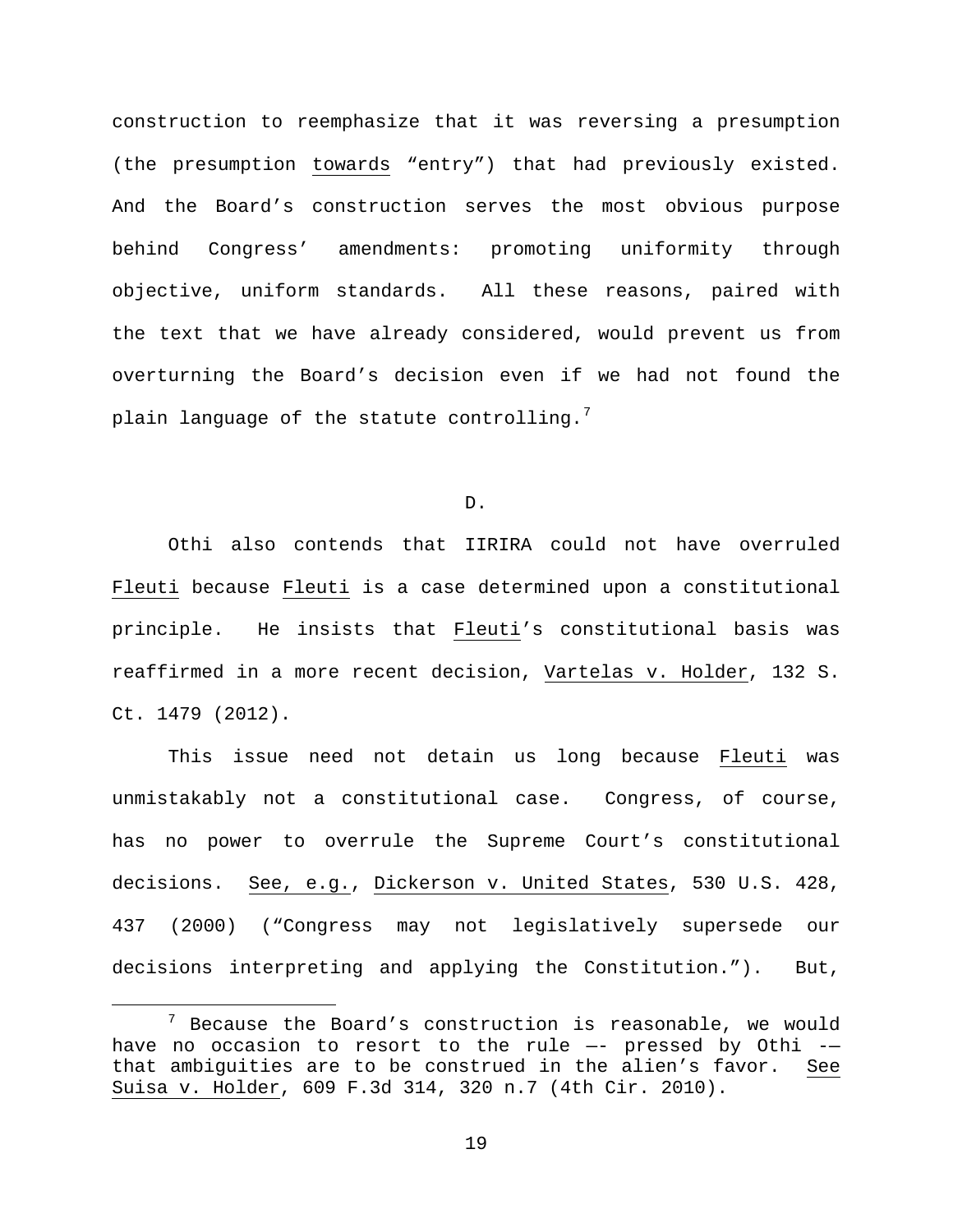construction to reemphasize that it was reversing a presumption (the presumption towards "entry") that had previously existed. And the Board's construction serves the most obvious purpose behind Congress' amendments: promoting uniformity through objective, uniform standards. All these reasons, paired with the text that we have already considered, would prevent us from overturning the Board's decision even if we had not found the plain language of the statute controlling.[7]

D.

Othi also contends that IIRIRA could not have overruled Fleuti because Fleuti is a case determined upon a constitutional principle. He insists that Fleuti's constitutional basis was reaffirmed in a more recent decision, Vartelas v. Holder, 132 S. Ct. 1479 (2012).

This issue need not detain us long because Fleuti was unmistakably not a constitutional case. Congress, of course, has no power to overrule the Supreme Court's constitutional decisions. See, e.g., Dickerson v. United States, 530 U.S. 428, 437 (2000) ("Congress may not legislatively supersede our decisions interpreting and applying the Constitution."). But,

[7] Because the Board's construction is reasonable, we would have no occasion to resort to the rule —- pressed by Othi -— that ambiguities are to be construed in the alien's favor. See Suisa v. Holder, 609 F.3d 314, 320 n.7 (4th Cir. 2010).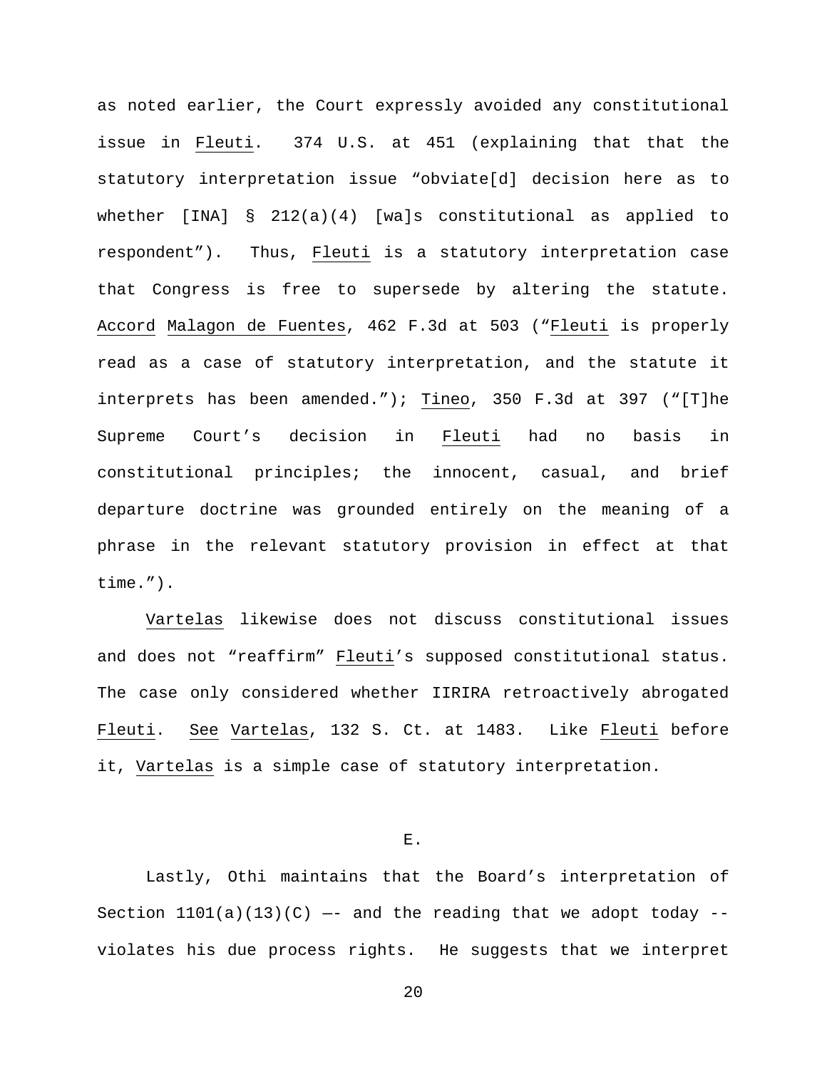as noted earlier, the Court expressly avoided any constitutional issue in Fleuti. 374 U.S. at 451 (explaining that that the statutory interpretation issue "obviate[d] decision here as to whether [INA] § 212(a)(4) [wa]s constitutional as applied to respondent"). Thus, Fleuti is a statutory interpretation case that Congress is free to supersede by altering the statute. Accord Malagon de Fuentes, 462 F.3d at 503 ("Fleuti is properly read as a case of statutory interpretation, and the statute it interprets has been amended."); Tineo, 350 F.3d at 397 ("[T]he Supreme Court's decision in Fleuti had no basis in constitutional principles; the innocent, casual, and brief departure doctrine was grounded entirely on the meaning of a phrase in the relevant statutory provision in effect at that time.").

Vartelas likewise does not discuss constitutional issues and does not "reaffirm" Fleuti's supposed constitutional status. The case only considered whether IIRIRA retroactively abrogated Fleuti. See Vartelas, 132 S. Ct. at 1483. Like Fleuti before it, Vartelas is a simple case of statutory interpretation.

E.

Lastly, Othi maintains that the Board's interpretation of Section 1101(a)(13)(C) —- and the reading that we adopt today -- violates his due process rights. He suggests that we interpret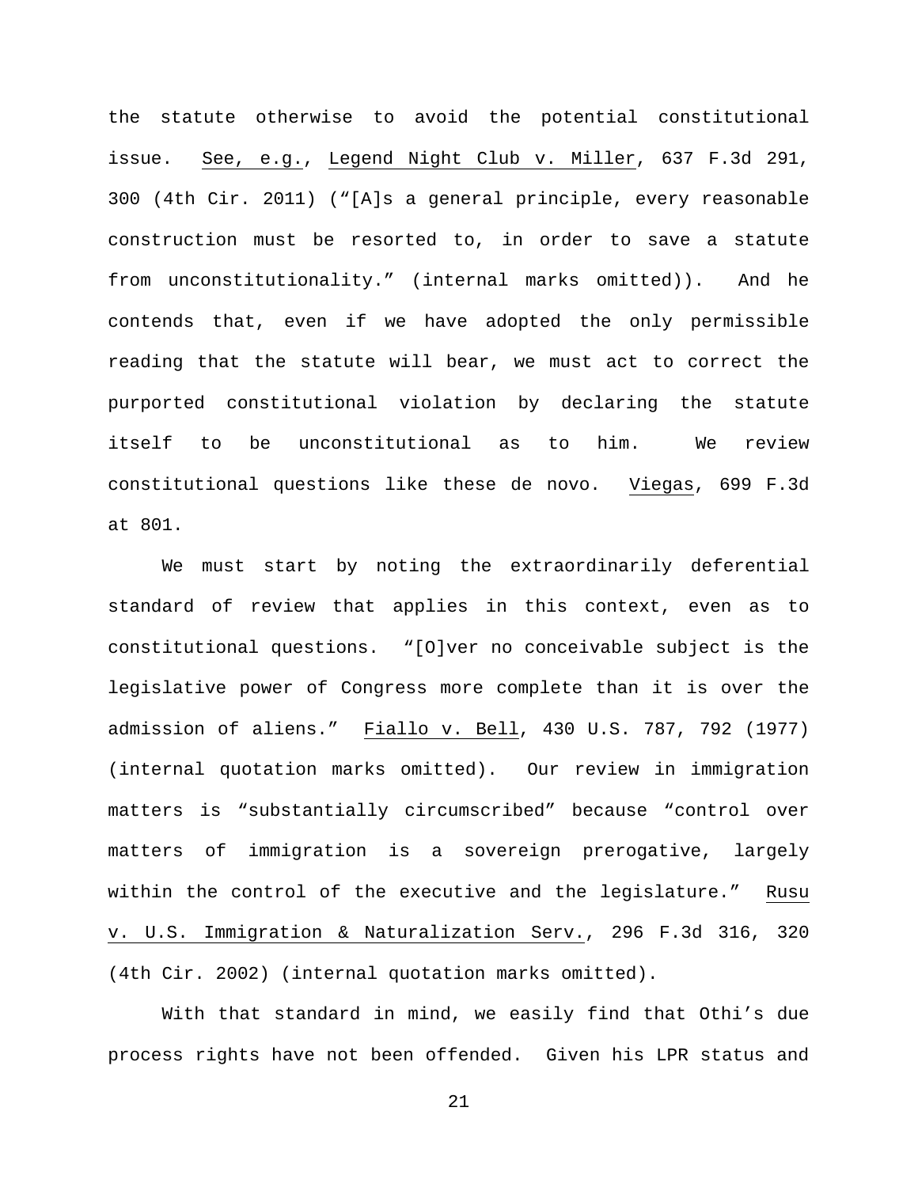the statute otherwise to avoid the potential constitutional issue. See, e.g., Legend Night Club v. Miller, 637 F.3d 291, 300 (4th Cir. 2011) ("[A]s a general principle, every reasonable construction must be resorted to, in order to save a statute from unconstitutionality." (internal marks omitted)). And he contends that, even if we have adopted the only permissible reading that the statute will bear, we must act to correct the purported constitutional violation by declaring the statute itself to be unconstitutional as to him. We review constitutional questions like these de novo. Viegas, 699 F.3d at 801.

We must start by noting the extraordinarily deferential standard of review that applies in this context, even as to constitutional questions. "[O]ver no conceivable subject is the legislative power of Congress more complete than it is over the admission of aliens." Fiallo v. Bell, 430 U.S. 787, 792 (1977) (internal quotation marks omitted). Our review in immigration matters is "substantially circumscribed" because "control over matters of immigration is a sovereign prerogative, largely within the control of the executive and the legislature." Rusu v. U.S. Immigration & Naturalization Serv., 296 F.3d 316, 320 (4th Cir. 2002) (internal quotation marks omitted).

With that standard in mind, we easily find that Othi's due process rights have not been offended. Given his LPR status and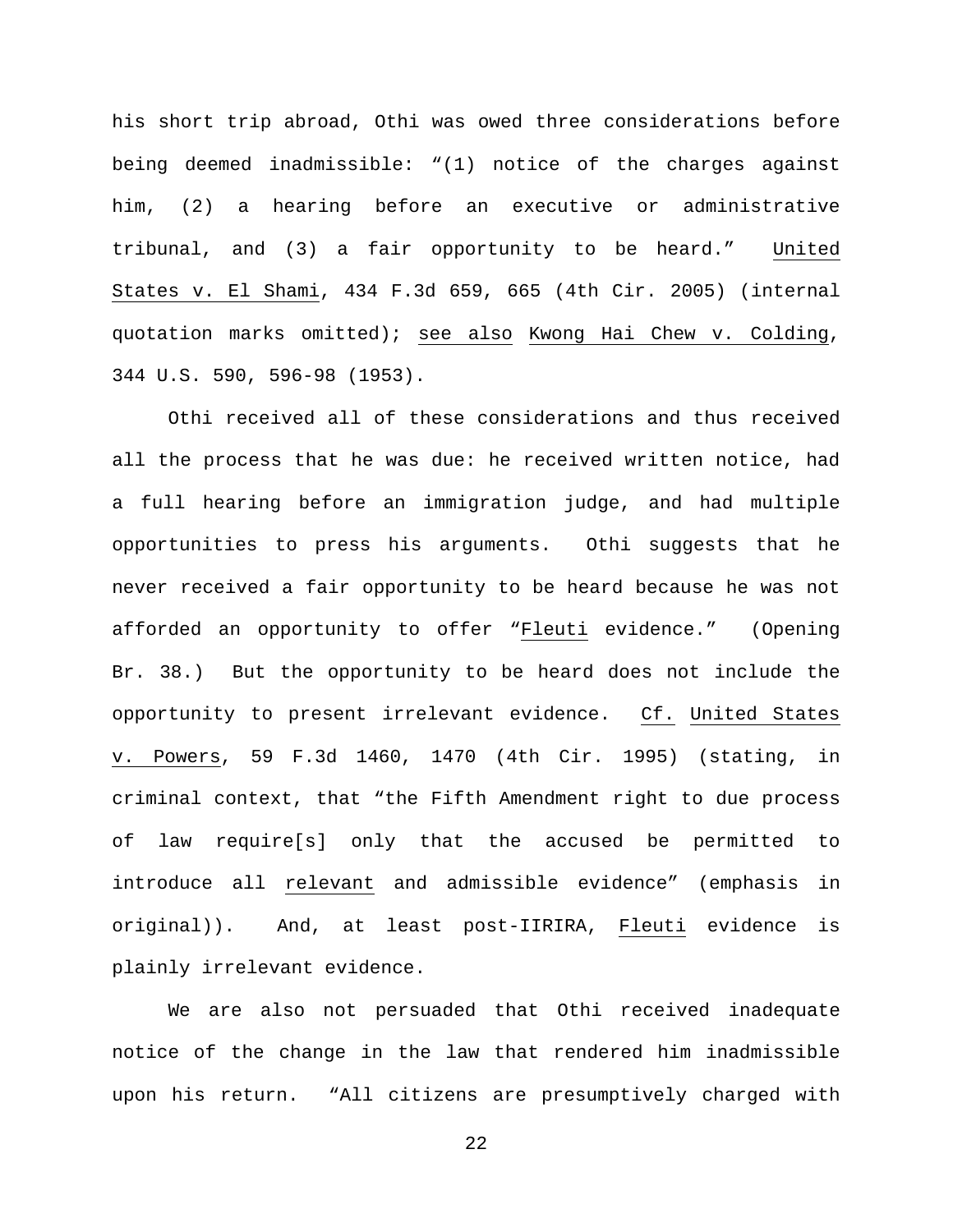his short trip abroad, Othi was owed three considerations before being deemed inadmissible: "(1) notice of the charges against him, (2) a hearing before an executive or administrative tribunal, and (3) a fair opportunity to be heard." United States v. El Shami, 434 F.3d 659, 665 (4th Cir. 2005) (internal quotation marks omitted); see also Kwong Hai Chew v. Colding, 344 U.S. 590, 596-98 (1953).

Othi received all of these considerations and thus received all the process that he was due: he received written notice, had a full hearing before an immigration judge, and had multiple opportunities to press his arguments. Othi suggests that he never received a fair opportunity to be heard because he was not afforded an opportunity to offer "Fleuti evidence." (Opening Br. 38.) But the opportunity to be heard does not include the opportunity to present irrelevant evidence. Cf. United States v. Powers, 59 F.3d 1460, 1470 (4th Cir. 1995) (stating, in criminal context, that "the Fifth Amendment right to due process of law require[s] only that the accused be permitted to introduce all relevant and admissible evidence" (emphasis in original)). And, at least post-IIRIRA, Fleuti evidence is plainly irrelevant evidence.

We are also not persuaded that Othi received inadequate notice of the change in the law that rendered him inadmissible upon his return. "All citizens are presumptively charged with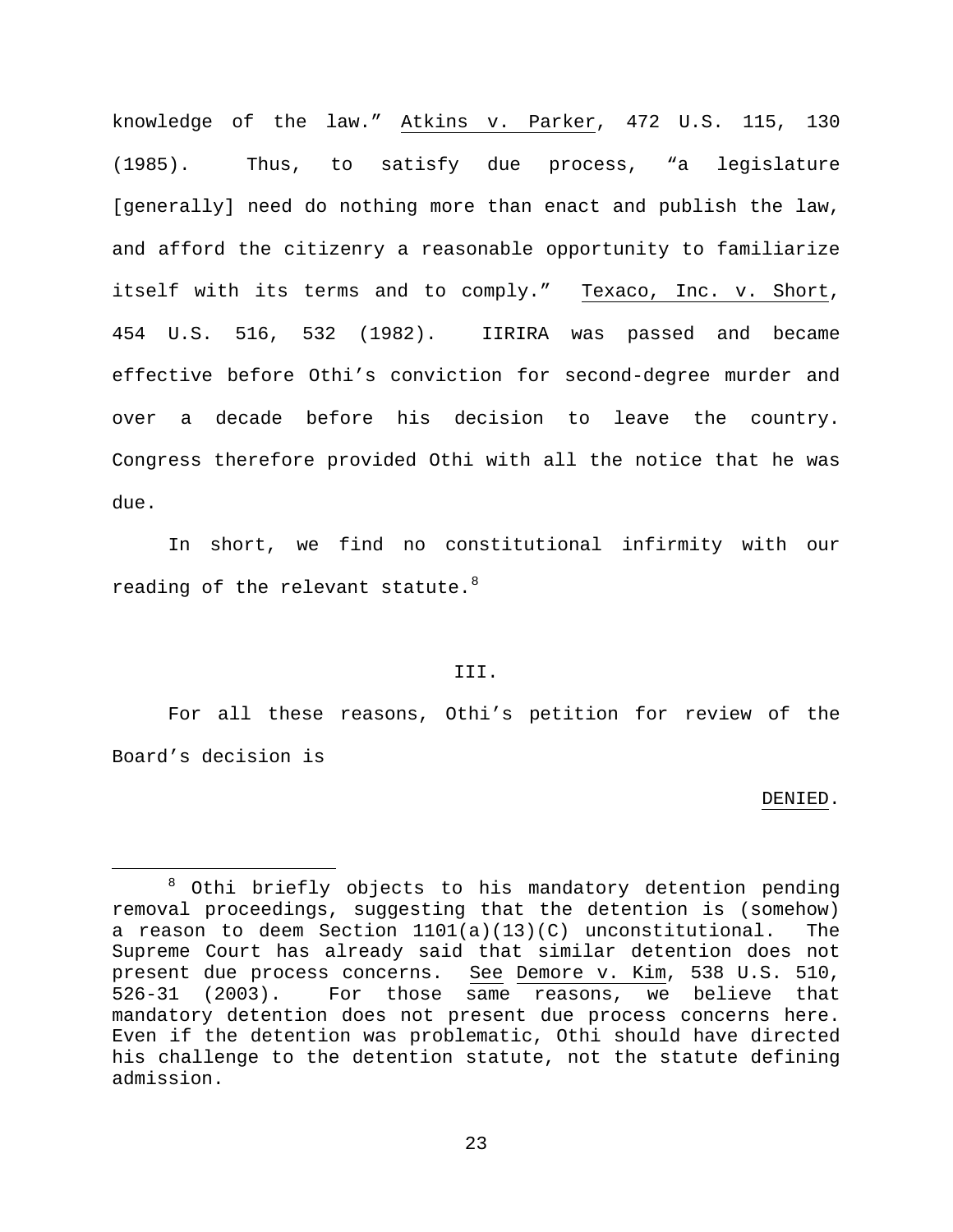knowledge of the law." Atkins v. Parker, 472 U.S. 115, 130 (1985). Thus, to satisfy due process, "a legislature [generally] need do nothing more than enact and publish the law, and afford the citizenry a reasonable opportunity to familiarize itself with its terms and to comply." Texaco, Inc. v. Short, 454 U.S. 516, 532 (1982). IIRIRA was passed and became effective before Othi's conviction for second-degree murder and over a decade before his decision to leave the country. Congress therefore provided Othi with all the notice that he was due.

In short, we find no constitutional infirmity with our reading of the relevant statute.[8]

III.

For all these reasons, Othi's petition for review of the Board's decision is

DENIED.

---

[8] Othi briefly objects to his mandatory detention pending removal proceedings, suggesting that the detention is (somehow) a reason to deem Section 1101(a)(13)(C) unconstitutional. The Supreme Court has already said that similar detention does not present due process concerns. See Demore v. Kim, 538 U.S. 510, 526-31 (2003). For those same reasons, we believe that mandatory detention does not present due process concerns here. Even if the detention was problematic, Othi should have directed his challenge to the detention statute, not the statute defining admission.